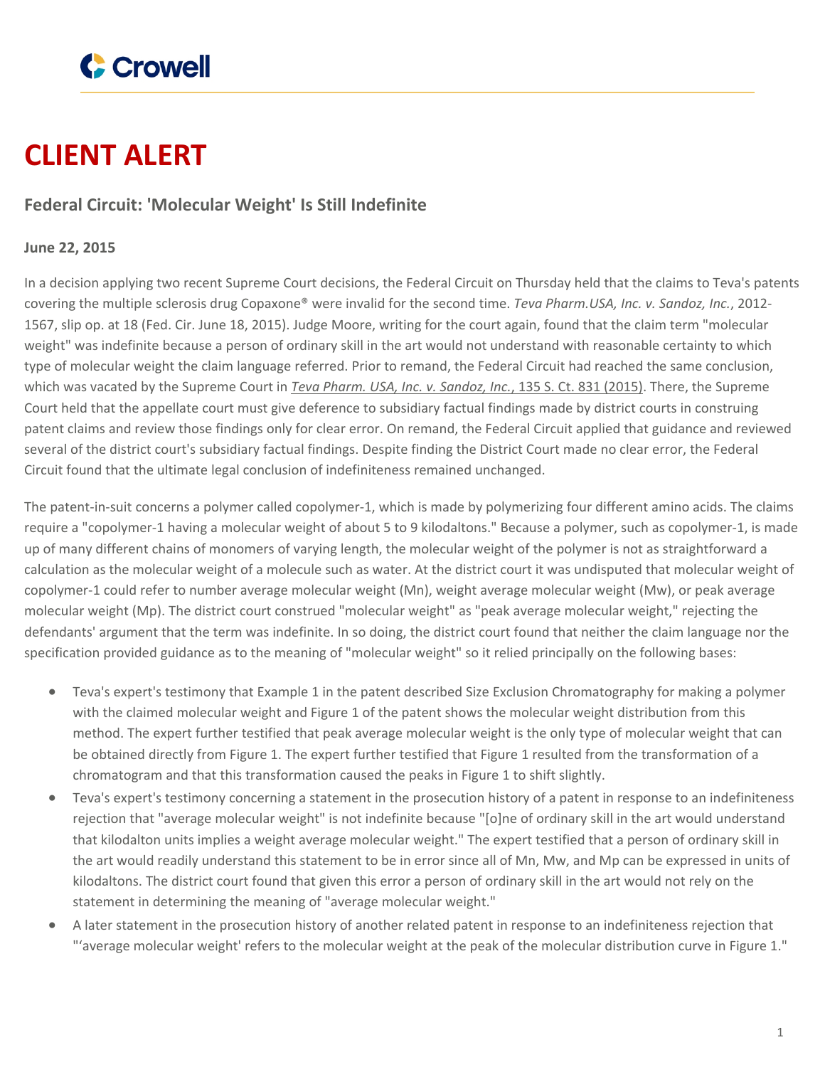# CLIENT ALERT

## Federal Circuit: 'Molecular Weight' Is Still Indefinite

**June 22, 2015**

In a decision applying two recent Supreme Court decisions, the Federal Circuit on Thursday held that the claims to Teva's patents covering the multiple sclerosis drug Copaxone® were invalid for the second time. *Teva Pharm.USA, Inc. v. Sandoz, Inc.*, 2012-1567, slip op. at 18 (Fed. Cir. June 18, 2015). Judge Moore, writing for the court again, found that the claim term "molecular weight" was indefinite because a person of ordinary skill in the art would not understand with reasonable certainty to which type of molecular weight the claim language referred. Prior to remand, the Federal Circuit had reached the same conclusion, which was vacated by the Supreme Court in *Teva Pharm. USA, Inc. v. Sandoz, Inc.*, 135 S. Ct. 831 (2015). There, the Supreme Court held that the appellate court must give deference to subsidiary factual findings made by district courts in construing patent claims and review those findings only for clear error. On remand, the Federal Circuit applied that guidance and reviewed several of the district court's subsidiary factual findings. Despite finding the District Court made no clear error, the Federal Circuit found that the ultimate legal conclusion of indefiniteness remained unchanged.

The patent-in-suit concerns a polymer called copolymer-1, which is made by polymerizing four different amino acids. The claims require a "copolymer-1 having a molecular weight of about 5 to 9 kilodaltons." Because a polymer, such as copolymer-1, is made up of many different chains of monomers of varying length, the molecular weight of the polymer is not as straightforward a calculation as the molecular weight of a molecule such as water. At the district court it was undisputed that molecular weight of copolymer-1 could refer to number average molecular weight (Mn), weight average molecular weight (Mw), or peak average molecular weight (Mp). The district court construed "molecular weight" as "peak average molecular weight," rejecting the defendants' argument that the term was indefinite. In so doing, the district court found that neither the claim language nor the specification provided guidance as to the meaning of "molecular weight" so it relied principally on the following bases:

- Teva's expert's testimony that Example 1 in the patent described Size Exclusion Chromatography for making a polymer with the claimed molecular weight and Figure 1 of the patent shows the molecular weight distribution from this method. The expert further testified that peak average molecular weight is the only type of molecular weight that can be obtained directly from Figure 1. The expert further testified that Figure 1 resulted from the transformation of a chromatogram and that this transformation caused the peaks in Figure 1 to shift slightly.
- Teva's expert's testimony concerning a statement in the prosecution history of a patent in response to an indefiniteness rejection that "average molecular weight" is not indefinite because "[o]ne of ordinary skill in the art would understand that kilodalton units implies a weight average molecular weight." The expert testified that a person of ordinary skill in the art would readily understand this statement to be in error since all of Mn, Mw, and Mp can be expressed in units of kilodaltons. The district court found that given this error a person of ordinary skill in the art would not rely on the statement in determining the meaning of "average molecular weight."
- A later statement in the prosecution history of another related patent in response to an indefiniteness rejection that "'average molecular weight' refers to the molecular weight at the peak of the molecular distribution curve in Figure 1."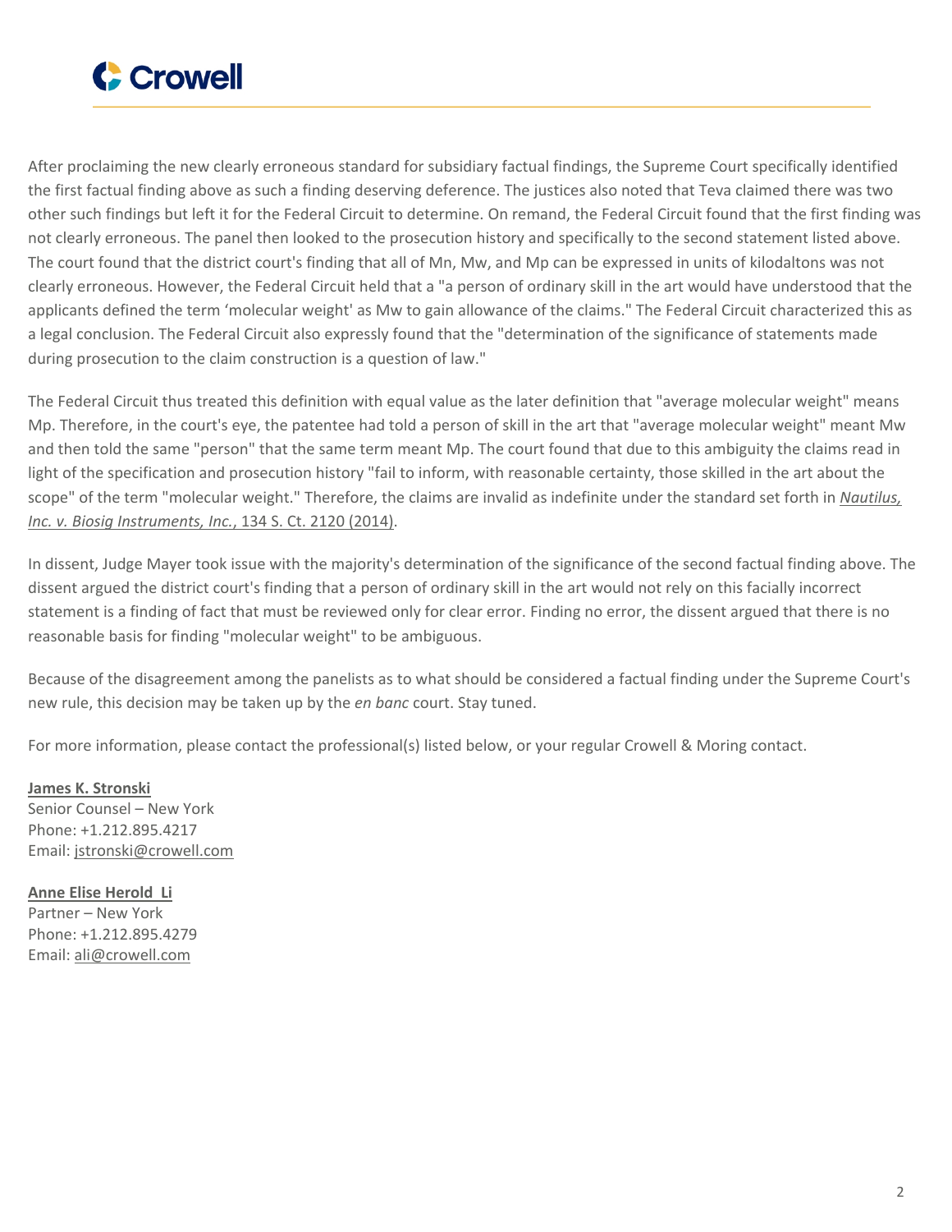After proclaiming the new clearly erroneous standard for subsidiary factual findings, the Supreme Court specifically identified the first factual finding above as such a finding deserving deference. The justices also noted that Teva claimed there was two other such findings but left it for the Federal Circuit to determine. On remand, the Federal Circuit found that the first finding was not clearly erroneous. The panel then looked to the prosecution history and specifically to the second statement listed above. The court found that the district court's finding that all of Mn, Mw, and Mp can be expressed in units of kilodaltons was not clearly erroneous. However, the Federal Circuit held that a "a person of ordinary skill in the art would have understood that the applicants defined the term 'molecular weight' as Mw to gain allowance of the claims." The Federal Circuit characterized this as a legal conclusion. The Federal Circuit also expressly found that the "determination of the significance of statements made during prosecution to the claim construction is a question of law."

The Federal Circuit thus treated this definition with equal value as the later definition that "average molecular weight" means Mp. Therefore, in the court's eye, the patentee had told a person of skill in the art that "average molecular weight" meant Mw and then told the same "person" that the same term meant Mp. The court found that due to this ambiguity the claims read in light of the specification and prosecution history "fail to inform, with reasonable certainty, those skilled in the art about the scope" of the term "molecular weight." Therefore, the claims are invalid as indefinite under the standard set forth in *Nautilus, Inc. v. Biosig Instruments, Inc.*, 134 S. Ct. 2120 (2014).

In dissent, Judge Mayer took issue with the majority's determination of the significance of the second factual finding above. The dissent argued the district court's finding that a person of ordinary skill in the art would not rely on this facially incorrect statement is a finding of fact that must be reviewed only for clear error. Finding no error, the dissent argued that there is no reasonable basis for finding "molecular weight" to be ambiguous.

Because of the disagreement among the panelists as to what should be considered a factual finding under the Supreme Court's new rule, this decision may be taken up by the *en banc* court. Stay tuned.

For more information, please contact the professional(s) listed below, or your regular Crowell & Moring contact.

**James K. Stronski**
Senior Counsel – New York
Phone: +1.212.895.4217
Email: jstronski@crowell.com

**Anne Elise Herold Li**
Partner – New York
Phone: +1.212.895.4279
Email: ali@crowell.com